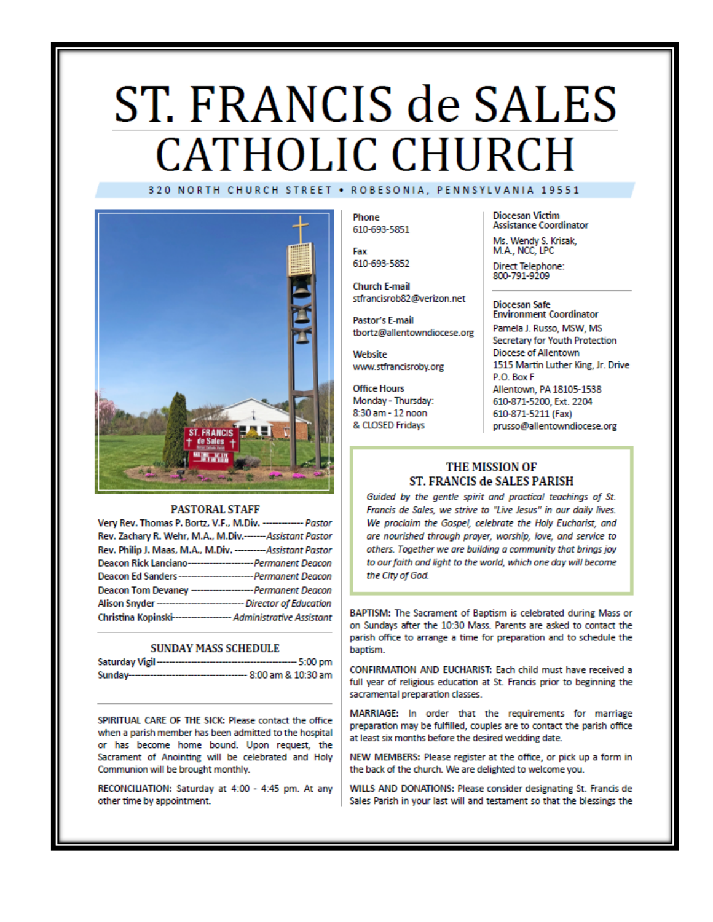# ST. FRANCIS de SALES CATHOLIC CHURCH

320 NORTH CHURCH STREET • ROBESONIA, PENNSYLVANIA 19551

## PASTORAL STAFF

Very Rev. Thomas P. Bortz, V.F., M.Div. ------------ *Pastor*
Rev. Zachary R. Wehr, M.A., M.Div.------*Assistant Pastor*
Rev. Philip J. Maas, M.A., M.Div. ---------*Assistant Pastor*
Deacon Rick Lanciano-------------------*Permanent Deacon*
Deacon Ed Sanders---------------------*Permanent Deacon*
Deacon Tom Devaney ------------------*Permanent Deacon*
Alison Snyder -------------------------- *Director of Education*
Christina Kopinski----------------- *Administrative Assistant*

## SUNDAY MASS SCHEDULE

Saturday Vigil ------------------------------------------ 5:00 pm
Sunday----------------------------------------- 8:00 am & 10:30 am

SPIRITUAL CARE OF THE SICK: Please contact the office when a parish member has been admitted to the hospital or has become home bound. Upon request, the Sacrament of Anointing will be celebrated and Holy Communion will be brought monthly.

RECONCILIATION: Saturday at 4:00 - 4:45 pm. At any other time by appointment.

**Phone**
610-693-5851

**Fax**
610-693-5852

**Church E-mail**
stfrancisrob82@verizon.net

**Pastor's E-mail**
tbortz@allentowndiocese.org

**Website**
www.stfrancisroby.org

**Office Hours**
Monday - Thursday:
8:30 am - 12 noon
& CLOSED Fridays

**Diocesan Victim Assistance Coordinator**

Ms. Wendy S. Krisak, M.A., NCC, LPC

Direct Telephone: 800-791-9209

**Diocesan Safe Environment Coordinator**

Pamela J. Russo, MSW, MS
Secretary for Youth Protection
Diocese of Allentown
1515 Martin Luther King, Jr. Drive
P.O. Box F
Allentown, PA 18105-1538
610-871-5200, Ext. 2204
610-871-5211 (Fax)
prusso@allentowndiocese.org

## THE MISSION OF ST. FRANCIS de SALES PARISH

*Guided by the gentle spirit and practical teachings of St. Francis de Sales, we strive to "Live Jesus" in our daily lives. We proclaim the Gospel, celebrate the Holy Eucharist, and are nourished through prayer, worship, love, and service to others. Together we are building a community that brings joy to our faith and light to the world, which one day will become the City of God.*

BAPTISM: The Sacrament of Baptism is celebrated during Mass or on Sundays after the 10:30 Mass. Parents are asked to contact the parish office to arrange a time for preparation and to schedule the baptism.

CONFIRMATION AND EUCHARIST: Each child must have received a full year of religious education at St. Francis prior to beginning the sacramental preparation classes.

MARRIAGE: In order that the requirements for marriage preparation may be fulfilled, couples are to contact the parish office at least six months before the desired wedding date.

NEW MEMBERS: Please register at the office, or pick up a form in the back of the church. We are delighted to welcome you.

WILLS AND DONATIONS: Please consider designating St. Francis de Sales Parish in your last will and testament so that the blessings the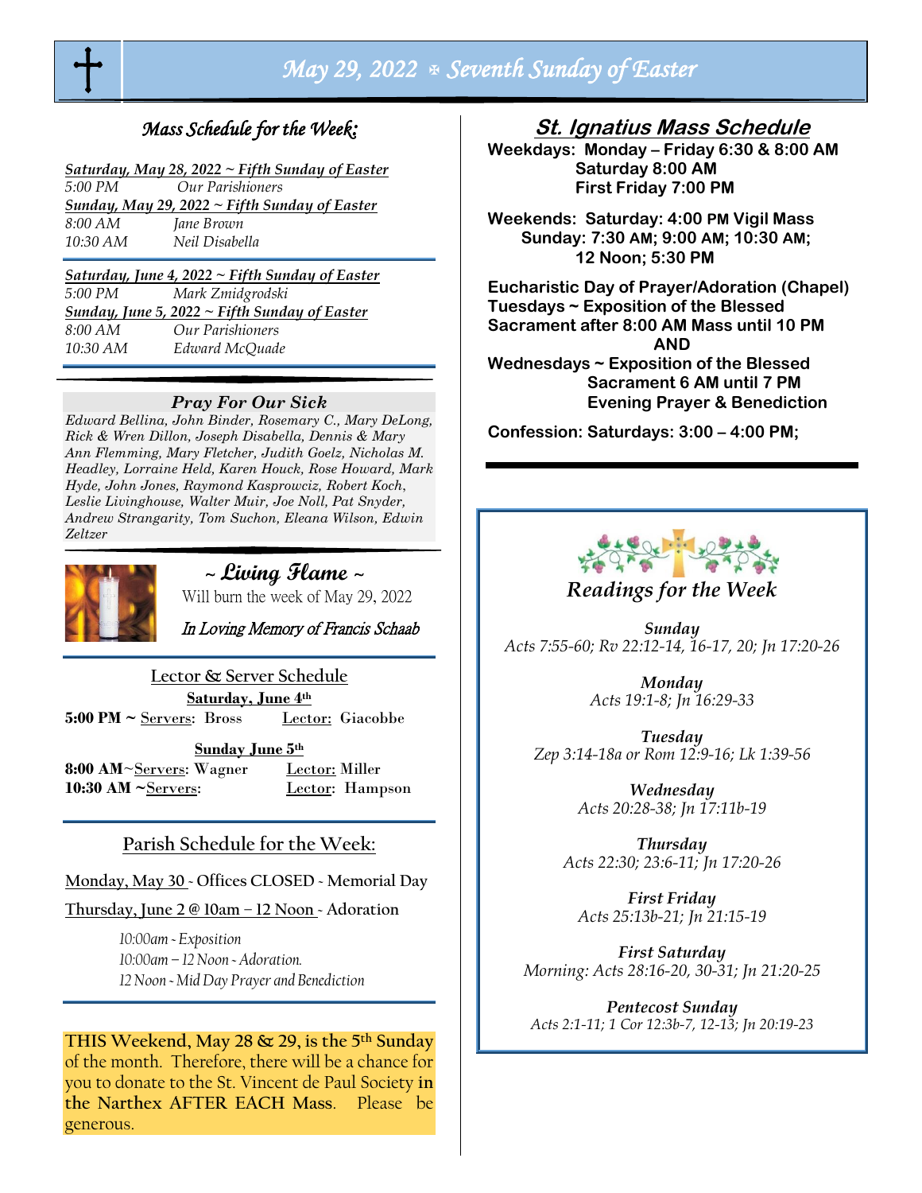# May 29, 2022 ✠ Seventh Sunday of Easter

## *Mass Schedule for the Week:*

***Saturday, May 28, 2022 ~ Fifth Sunday of Easter***
*5:00 PM* *Our Parishioners*
***Sunday, May 29, 2022 ~ Fifth Sunday of Easter***
*8:00 AM* *Jane Brown*
*10:30 AM* *Neil Disabella*

***Saturday, June 4, 2022 ~ Fifth Sunday of Easter***
*5:00 PM* *Mark Zmidgrodski*
***Sunday, June 5, 2022 ~ Fifth Sunday of Easter***
*8:00 AM* *Our Parishioners*
*10:30 AM* *Edward McQuade*

### *Pray For Our Sick*

*Edward Bellina, John Binder, Rosemary C., Mary DeLong, Rick & Wren Dillon, Joseph Disabella, Dennis & Mary Ann Flemming, Mary Fletcher, Judith Goelz, Nicholas M. Headley, Lorraine Held, Karen Houck, Rose Howard, Mark Hyde, John Jones, Raymond Kasprowciz, Robert Koch, Leslie Livinghouse, Walter Muir, Joe Noll, Pat Snyder, Andrew Strangarity, Tom Suchon, Eleana Wilson, Edwin Zeltzer*

### ~ Living Flame ~

Will burn the week of May 29, 2022

*In Loving Memory of Francis Schaab*

### Lector & Server Schedule

**Saturday, June 4th**

**5:00 PM ~** Servers: Bross   Lector: Giacobbe

**Sunday June 5th**

**8:00 AM**~Servers: Wagner   Lector: Miller
**10:30 AM ~**Servers:   Lector: Hampson

### Parish Schedule for the Week:

Monday, May 30 - Offices CLOSED - Memorial Day

Thursday, June 2 @ 10am – 12 Noon - Adoration

*10:00am - Exposition*
*10:00am – 12 Noon - Adoration.*
*12 Noon - Mid Day Prayer and Benediction*

**THIS Weekend, May 28 & 29, is the 5th Sunday** of the month. Therefore, there will be a chance for you to donate to the St. Vincent de Paul Society **in the Narthex AFTER EACH Mass**. Please be generous.

## *St. Ignatius Mass Schedule*

**Weekdays: Monday – Friday 6:30 & 8:00 AM**
**Saturday 8:00 AM**
**First Friday 7:00 PM**

**Weekends: Saturday: 4:00 PM Vigil Mass**
**Sunday: 7:30 AM; 9:00 AM; 10:30 AM; 12 Noon; 5:30 PM**

**Eucharistic Day of Prayer/Adoration (Chapel)**
**Tuesdays ~ Exposition of the Blessed Sacrament after 8:00 AM Mass until 10 PM**
**AND**
**Wednesdays ~ Exposition of the Blessed Sacrament 6 AM until 7 PM**
**Evening Prayer & Benediction**

**Confession: Saturdays: 3:00 – 4:00 PM;**

## *Readings for the Week*

***Sunday***
*Acts 7:55-60; Rv 22:12-14, 16-17, 20; Jn 17:20-26*

***Monday***
*Acts 19:1-8; Jn 16:29-33*

***Tuesday***
*Zep 3:14-18a or Rom 12:9-16; Lk 1:39-56*

***Wednesday***
*Acts 20:28-38; Jn 17:11b-19*

***Thursday***
*Acts 22:30; 23:6-11; Jn 17:20-26*

***First Friday***
*Acts 25:13b-21; Jn 21:15-19*

***First Saturday***
*Morning: Acts 28:16-20, 30-31; Jn 21:20-25*

***Pentecost Sunday***
*Acts 2:1-11; 1 Cor 12:3b-7, 12-13; Jn 20:19-23*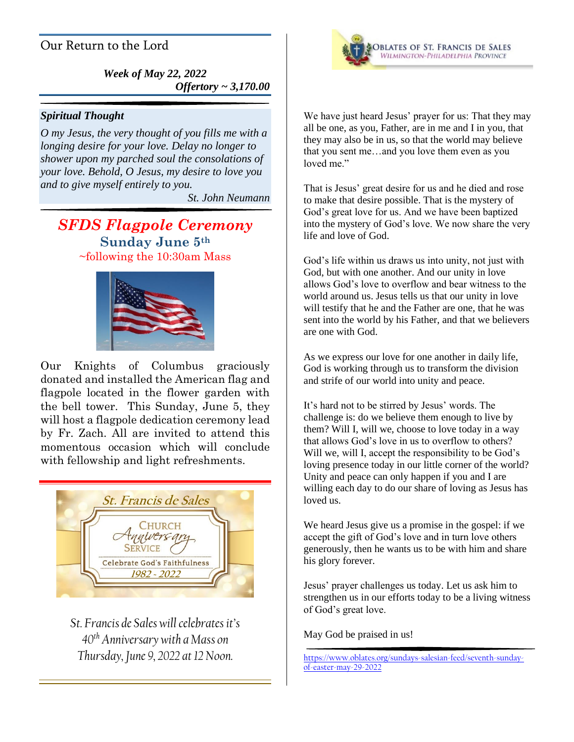## Our Return to the Lord

***Week of May 22, 2022***
***Offertory ~ 3,170.00***

***Spiritual Thought***

*O my Jesus, the very thought of you fills me with a longing desire for your love. Delay no longer to shower upon my parched soul the consolations of your love. Behold, O Jesus, my desire to love you and to give myself entirely to you.*

St. John Neumann

## *SFDS Flagpole Ceremony*

**Sunday June 5th**

~following the 10:30am Mass

Our Knights of Columbus graciously donated and installed the American flag and flagpole located in the flower garden with the bell tower. This Sunday, June 5, they will host a flagpole dedication ceremony lead by Fr. Zach. All are invited to attend this momentous occasion which will conclude with fellowship and light refreshments.

St. Francis de Sales
Church Anniversary Service
Celebrate God's Faithfulness
1982 - 2022

*St. Francis de Sales will celebrates it's 40th Anniversary with a Mass on Thursday, June 9, 2022 at 12 Noon.*

OBLATES OF ST. FRANCIS DE SALES
WILMINGTON-PHILADELPHIA PROVINCE

We have just heard Jesus' prayer for us: That they may all be one, as you, Father, are in me and I in you, that they may also be in us, so that the world may believe that you sent me…and you love them even as you loved me."

That is Jesus' great desire for us and he died and rose to make that desire possible. That is the mystery of God's great love for us. And we have been baptized into the mystery of God's love. We now share the very life and love of God.

God's life within us draws us into unity, not just with God, but with one another. And our unity in love allows God's love to overflow and bear witness to the world around us. Jesus tells us that our unity in love will testify that he and the Father are one, that he was sent into the world by his Father, and that we believers are one with God.

As we express our love for one another in daily life, God is working through us to transform the division and strife of our world into unity and peace.

It's hard not to be stirred by Jesus' words. The challenge is: do we believe them enough to live by them? Will I, will we, choose to love today in a way that allows God's love in us to overflow to others? Will we, will I, accept the responsibility to be God's loving presence today in our little corner of the world? Unity and peace can only happen if you and I are willing each day to do our share of loving as Jesus has loved us.

We heard Jesus give us a promise in the gospel: if we accept the gift of God's love and in turn love others generously, then he wants us to be with him and share his glory forever.

Jesus' prayer challenges us today. Let us ask him to strengthen us in our efforts today to be a living witness of God's great love.

May God be praised in us!

https://www.oblates.org/sundays-salesian-feed/seventh-sunday-of-easter-may-29-2022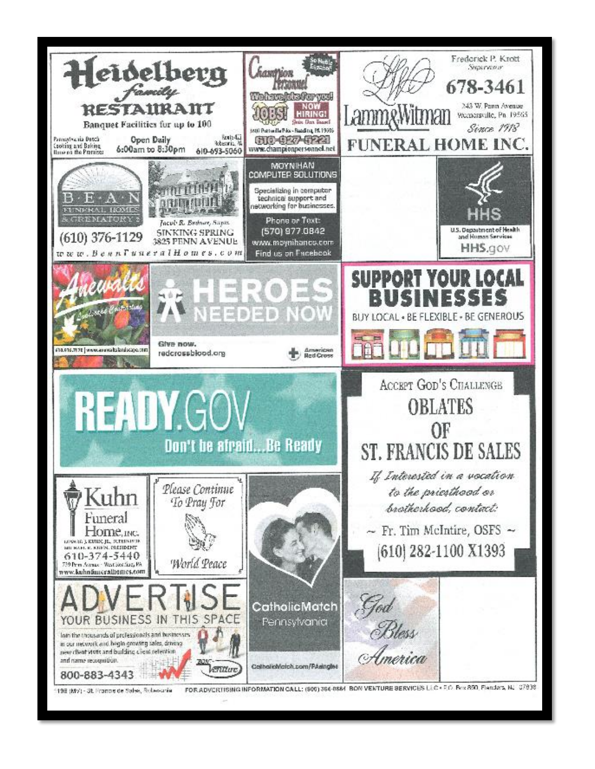# Heidelberg Family Restaurant

Banquet Facilities for up to 100

Pennsylvania Dutch Cooking and Baking Done on the Premises

Open Daily 6:00am to 8:30pm

Route 422 Robesonia, PA

610-693-5060

---

## Champion Personnel

Se Habla Español

We have jobs for you!

JOBS! NOW HIRING!

1601 Pottsville Pike - Reading, PA 19605

610-927-5221

www.championpersonnel.net

---

Frederick P. Krott Supervisor

678-3461

243 W. Penn Avenue Womelsdorf, Pa. 19565

Lamm & Witman

Since 1918

**FUNERAL HOME INC.**

---

## B·E·A·N FUNERAL HOMES & CREMATORY

Jacob R. Bednar, Supv.

SINKING SPRING 3825 PENN AVENUE

(610) 376-1129

www.BeanFuneralHomes.com

---

## MOYNIHAN COMPUTER SOLUTIONS

Specializing in computer technical support and networking for businesses.

Phone or Text: (570) 977.0842

www.moynihancs.com

Find us on Facebook

---

HHS

U.S. Department of Health and Human Services

HHS.gov

---

Anewalts Landscape Contracting

610.616.7070 | www.anewaltslandscape.com

---

## HEROES NEEDED NOW

Give now. redcrossblood.org

American Red Cross

---

## SUPPORT YOUR LOCAL BUSINESSES

BUY LOCAL • BE FLEXIBLE • BE GENEROUS

---

## READY.GOV

Don't be afraid...Be Ready

---

ACCEPT GOD'S CHALLENGE

## OBLATES OF ST. FRANCIS DE SALES

*If Interested in a vocation to the priesthood or brotherhood, contact:*

~ Fr. Tim McIntire, OSFS ~

(610) 282-1100 X1393

---

## Kuhn Funeral Home, Inc.

Edward J. Kuhn, Jr., Supervisor

Michael K. Kuhn, President

610-374-5440

739 Penn Avenue - West Reading, PA

www.kuhnfuneralhomes.com

---

*Please Continue To Pray For*

*World Peace*

---

CatholicMatch Pennsylvania

CatholicMatch.com/PAsingles

---

*God Bless America*

---

## ADVERTISE YOUR BUSINESS IN THIS SPACE

Join the thousands of professionals and businesses in our network and begin growing sales, driving new client visits and building client retention and name recognition.

800-883-4343

Bon Venture

---

1195 (MV) - St. Francis de Sales, Robesonia    FOR ADVERTISING INFORMATION CALL: (800) 364-0884  BON VENTURE SERVICES LLC • P.O. Box 850, Flanders, NJ 07836